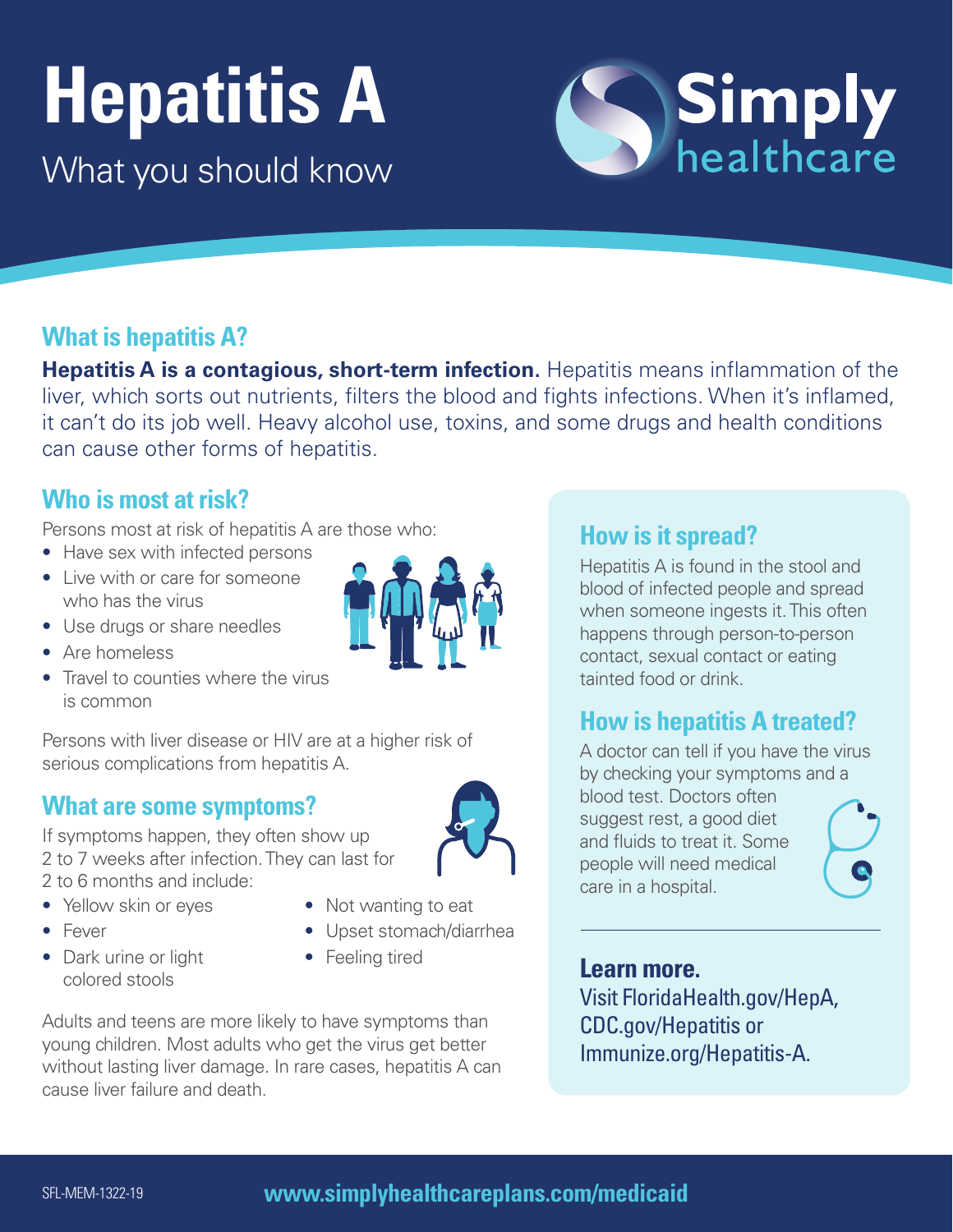# Hepatitis A

What you should know

Simply healthcare

## What is hepatitis A?

**Hepatitis A is a contagious, short-term infection.** Hepatitis means inflammation of the liver, which sorts out nutrients, filters the blood and fights infections. When it's inflamed, it can't do its job well. Heavy alcohol use, toxins, and some drugs and health conditions can cause other forms of hepatitis.

## Who is most at risk?

Persons most at risk of hepatitis A are those who:

- Have sex with infected persons
- Live with or care for someone who has the virus
- Use drugs or share needles
- Are homeless
- Travel to counties where the virus is common

Persons with liver disease or HIV are at a higher risk of serious complications from hepatitis A.

## What are some symptoms?

If symptoms happen, they often show up 2 to 7 weeks after infection. They can last for 2 to 6 months and include:

- Yellow skin or eyes
- Fever
- Dark urine or light colored stools
- Not wanting to eat
- Upset stomach/diarrhea
- Feeling tired

Adults and teens are more likely to have symptoms than young children. Most adults who get the virus get better without lasting liver damage. In rare cases, hepatitis A can cause liver failure and death.

## How is it spread?

Hepatitis A is found in the stool and blood of infected people and spread when someone ingests it. This often happens through person-to-person contact, sexual contact or eating tainted food or drink.

## How is hepatitis A treated?

A doctor can tell if you have the virus by checking your symptoms and a blood test. Doctors often suggest rest, a good diet and fluids to treat it. Some people will need medical care in a hospital.

**Learn more.**

Visit FloridaHealth.gov/HepA, CDC.gov/Hepatitis or Immunize.org/Hepatitis-A.

SFL-MEM-1322-19

**www.simplyhealthcareplans.com/medicaid**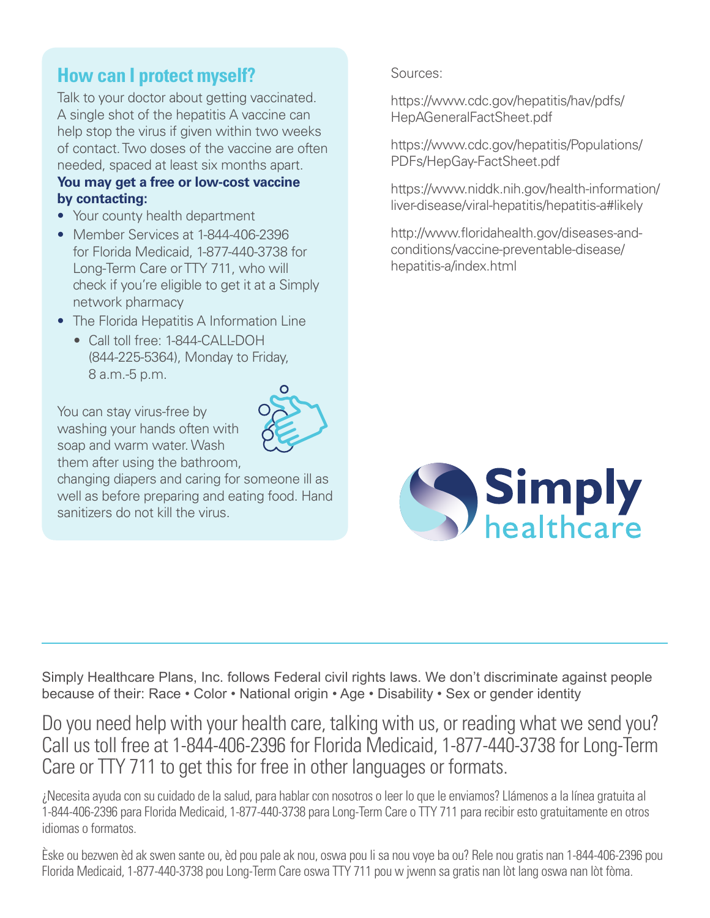## How can I protect myself?

Talk to your doctor about getting vaccinated. A single shot of the hepatitis A vaccine can help stop the virus if given within two weeks of contact. Two doses of the vaccine are often needed, spaced at least six months apart.

**You may get a free or low-cost vaccine by contacting:**

- Your county health department
- Member Services at 1-844-406-2396 for Florida Medicaid, 1-877-440-3738 for Long-Term Care or TTY 711, who will check if you're eligible to get it at a Simply network pharmacy
- The Florida Hepatitis A Information Line
  - Call toll free: 1-844-CALL-DOH (844-225-5364), Monday to Friday, 8 a.m.-5 p.m.

You can stay virus-free by washing your hands often with soap and warm water. Wash them after using the bathroom, changing diapers and caring for someone ill as well as before preparing and eating food. Hand sanitizers do not kill the virus.

Sources:

https://www.cdc.gov/hepatitis/hav/pdfs/HepAGeneralFactSheet.pdf

https://www.cdc.gov/hepatitis/Populations/PDFs/HepGay-FactSheet.pdf

https://www.niddk.nih.gov/health-information/liver-disease/viral-hepatitis/hepatitis-a#likely

http://www.floridahealth.gov/diseases-and-conditions/vaccine-preventable-disease/hepatitis-a/index.html

Simply healthcare

Simply Healthcare Plans, Inc. follows Federal civil rights laws. We don't discriminate against people because of their: Race • Color • National origin • Age • Disability • Sex or gender identity

Do you need help with your health care, talking with us, or reading what we send you? Call us toll free at 1-844-406-2396 for Florida Medicaid, 1-877-440-3738 for Long-Term Care or TTY 711 to get this for free in other languages or formats.

¿Necesita ayuda con su cuidado de la salud, para hablar con nosotros o leer lo que le enviamos? Llámenos a la línea gratuita al 1-844-406-2396 para Florida Medicaid, 1-877-440-3738 para Long-Term Care o TTY 711 para recibir esto gratuitamente en otros idiomas o formatos.

Èske ou bezwen èd ak swen sante ou, èd pou pale ak nou, oswa pou li sa nou voye ba ou? Rele nou gratis nan 1-844-406-2396 pou Florida Medicaid, 1-877-440-3738 pou Long-Term Care oswa TTY 711 pou w jwenn sa gratis nan lòt lang oswa nan lòt fòma.